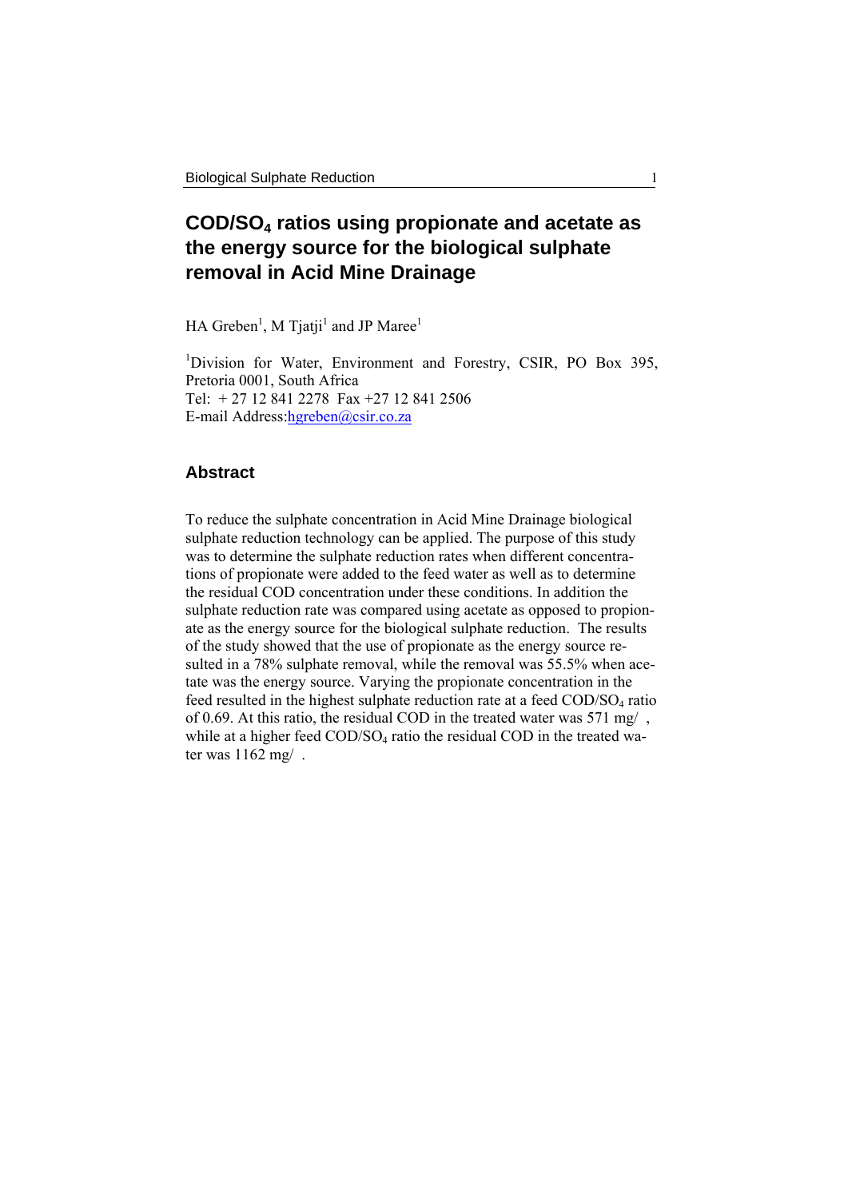# $COD/SO_4$ ratios using propionate and acetate as the energy source for the biological sulphate removal in Acid Mine Drainage

HA Greben[1], M Tjatji[1] and JP Maree[1]

[1]Division for Water, Environment and Forestry, CSIR, PO Box 395, Pretoria 0001, South Africa
Tel: + 27 12 841 2278 Fax +27 12 841 2506
E-mail Address:hgreben@csir.co.za

## Abstract

To reduce the sulphate concentration in Acid Mine Drainage biological sulphate reduction technology can be applied. The purpose of this study was to determine the sulphate reduction rates when different concentrations of propionate were added to the feed water as well as to determine the residual COD concentration under these conditions. In addition the sulphate reduction rate was compared using acetate as opposed to propionate as the energy source for the biological sulphate reduction. The results of the study showed that the use of propionate as the energy source resulted in a 78% sulphate removal, while the removal was 55.5% when acetate was the energy source. Varying the propionate concentration in the feed resulted in the highest sulphate reduction rate at a feed $COD/SO_4$ ratio of 0.69. At this ratio, the residual COD in the treated water was 571 mg/ , while at a higher feed $COD/SO_4$ ratio the residual COD in the treated water was 1162 mg/ .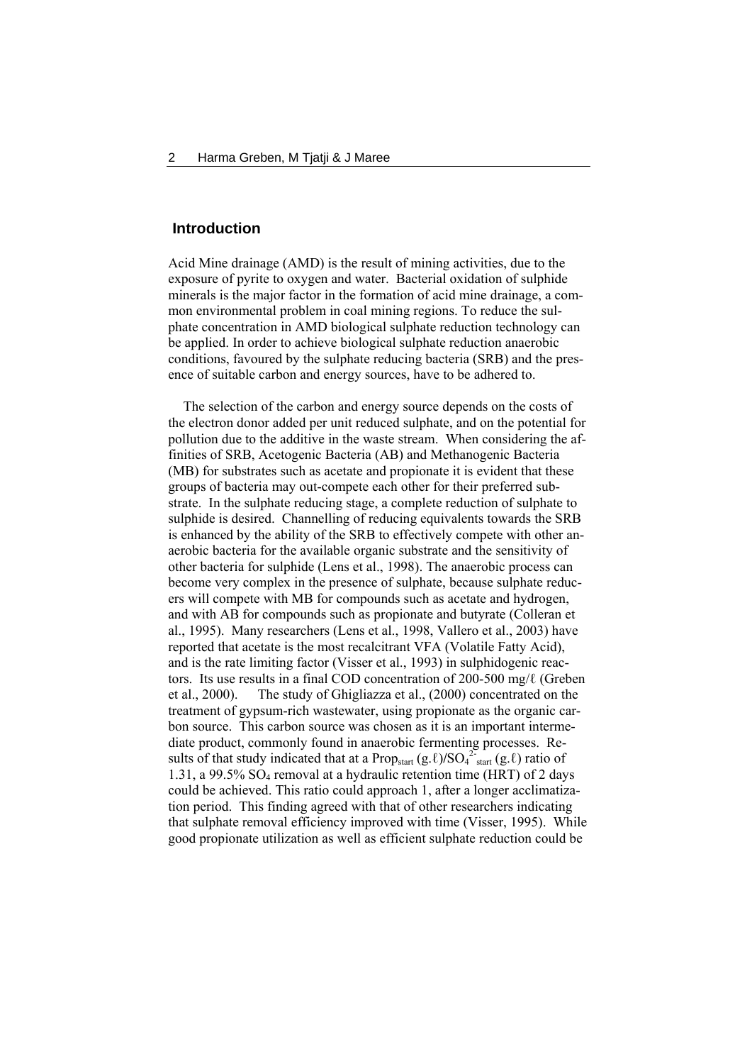## Introduction

Acid Mine drainage (AMD) is the result of mining activities, due to the exposure of pyrite to oxygen and water. Bacterial oxidation of sulphide minerals is the major factor in the formation of acid mine drainage, a common environmental problem in coal mining regions. To reduce the sulphate concentration in AMD biological sulphate reduction technology can be applied. In order to achieve biological sulphate reduction anaerobic conditions, favoured by the sulphate reducing bacteria (SRB) and the presence of suitable carbon and energy sources, have to be adhered to.

The selection of the carbon and energy source depends on the costs of the electron donor added per unit reduced sulphate, and on the potential for pollution due to the additive in the waste stream. When considering the affinities of SRB, Acetogenic Bacteria (AB) and Methanogenic Bacteria (MB) for substrates such as acetate and propionate it is evident that these groups of bacteria may out-compete each other for their preferred substrate. In the sulphate reducing stage, a complete reduction of sulphate to sulphide is desired. Channelling of reducing equivalents towards the SRB is enhanced by the ability of the SRB to effectively compete with other anaerobic bacteria for the available organic substrate and the sensitivity of other bacteria for sulphide (Lens et al., 1998). The anaerobic process can become very complex in the presence of sulphate, because sulphate reducers will compete with MB for compounds such as acetate and hydrogen, and with AB for compounds such as propionate and butyrate (Colleran et al., 1995). Many researchers (Lens et al., 1998, Vallero et al., 2003) have reported that acetate is the most recalcitrant VFA (Volatile Fatty Acid), and is the rate limiting factor (Visser et al., 1993) in sulphidogenic reactors. Its use results in a final COD concentration of 200-500 mg/ℓ (Greben et al., 2000). The study of Ghigliazza et al., (2000) concentrated on the treatment of gypsum-rich wastewater, using propionate as the organic carbon source. This carbon source was chosen as it is an important intermediate product, commonly found in anaerobic fermenting processes. Results of that study indicated that at a $Prop_{start}$ (g.ℓ)/$SO_4^{2-}{}_{start}$ (g.ℓ) ratio of 1.31, a 99.5% $SO_4$ removal at a hydraulic retention time (HRT) of 2 days could be achieved. This ratio could approach 1, after a longer acclimatization period. This finding agreed with that of other researchers indicating that sulphate removal efficiency improved with time (Visser, 1995). While good propionate utilization as well as efficient sulphate reduction could be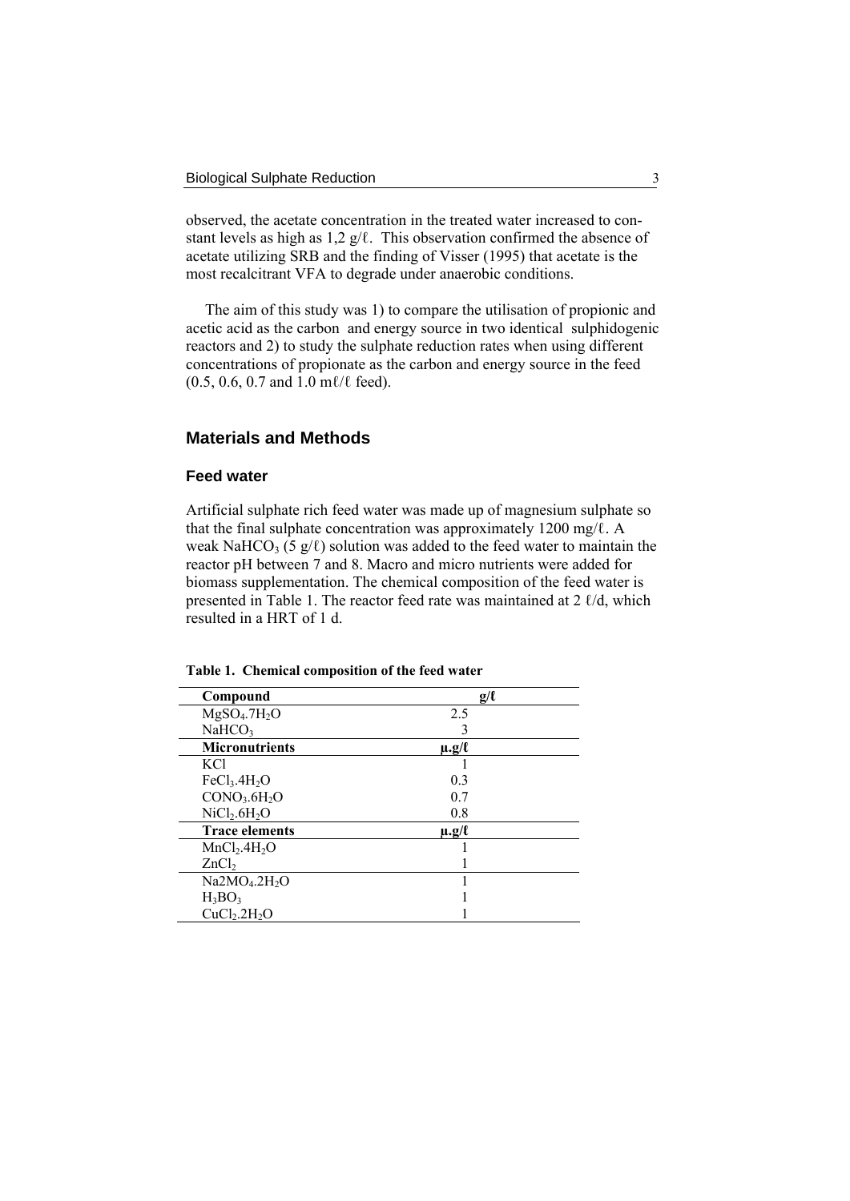observed, the acetate concentration in the treated water increased to constant levels as high as 1,2 g/ℓ. This observation confirmed the absence of acetate utilizing SRB and the finding of Visser (1995) that acetate is the most recalcitrant VFA to degrade under anaerobic conditions.

The aim of this study was 1) to compare the utilisation of propionic and acetic acid as the carbon and energy source in two identical sulphidogenic reactors and 2) to study the sulphate reduction rates when using different concentrations of propionate as the carbon and energy source in the feed (0.5, 0.6, 0.7 and 1.0 mℓ/ℓ feed).

## Materials and Methods

### Feed water

Artificial sulphate rich feed water was made up of magnesium sulphate so that the final sulphate concentration was approximately 1200 mg/ℓ. A weak $NaHCO_3$ (5 g/ℓ) solution was added to the feed water to maintain the reactor pH between 7 and 8. Macro and micro nutrients were added for biomass supplementation. The chemical composition of the feed water is presented in Table 1. The reactor feed rate was maintained at 2 ℓ/d, which resulted in a HRT of 1 d.

**Table 1. Chemical composition of the feed water**

| Compound | g/ℓ |
|---|---|
| $MgSO_4.7H_2O$ | 2.5 |
| $NaHCO_3$ | 3 |
| **Micronutrients** | **µ.g/ℓ** |
| KCl | 1 |
| $FeCl_3.4H_2O$ | 0.3 |
| $CONO_3.6H_2O$ | 0.7 |
| $NiCl_2.6H_2O$ | 0.8 |
| **Trace elements** | **µ.g/ℓ** |
| $MnCl_2.4H_2O$ | 1 |
| $ZnCl_2$ | 1 |
| $Na2MO_4.2H_2O$ | 1 |
| $H_3BO_3$ | 1 |
| $CuCl_2.2H_2O$ | 1 |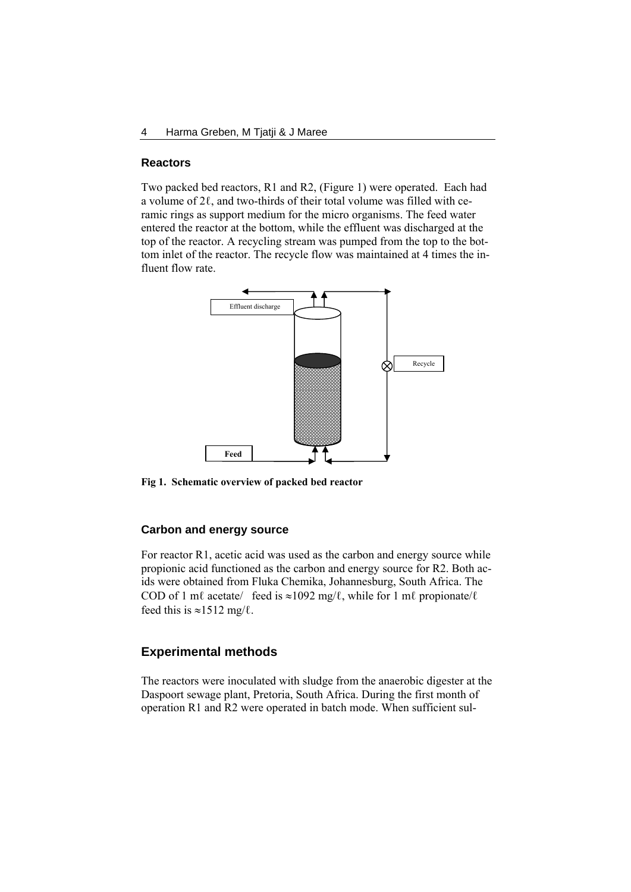### Reactors

Two packed bed reactors, R1 and R2, (Figure 1) were operated. Each had a volume of 2ℓ, and two-thirds of their total volume was filled with ceramic rings as support medium for the micro organisms. The feed water entered the reactor at the bottom, while the effluent was discharged at the top of the reactor. A recycling stream was pumped from the top to the bottom inlet of the reactor. The recycle flow was maintained at 4 times the influent flow rate.

**Fig 1. Schematic overview of packed bed reactor**

### Carbon and energy source

For reactor R1, acetic acid was used as the carbon and energy source while propionic acid functioned as the carbon and energy source for R2. Both acids were obtained from Fluka Chemika, Johannesburg, South Africa. The COD of 1 mℓ acetate/ feed is ≈1092 mg/ℓ, while for 1 mℓ propionate/ℓ feed this is ≈1512 mg/ℓ.

## Experimental methods

The reactors were inoculated with sludge from the anaerobic digester at the Daspoort sewage plant, Pretoria, South Africa. During the first month of operation R1 and R2 were operated in batch mode. When sufficient sul-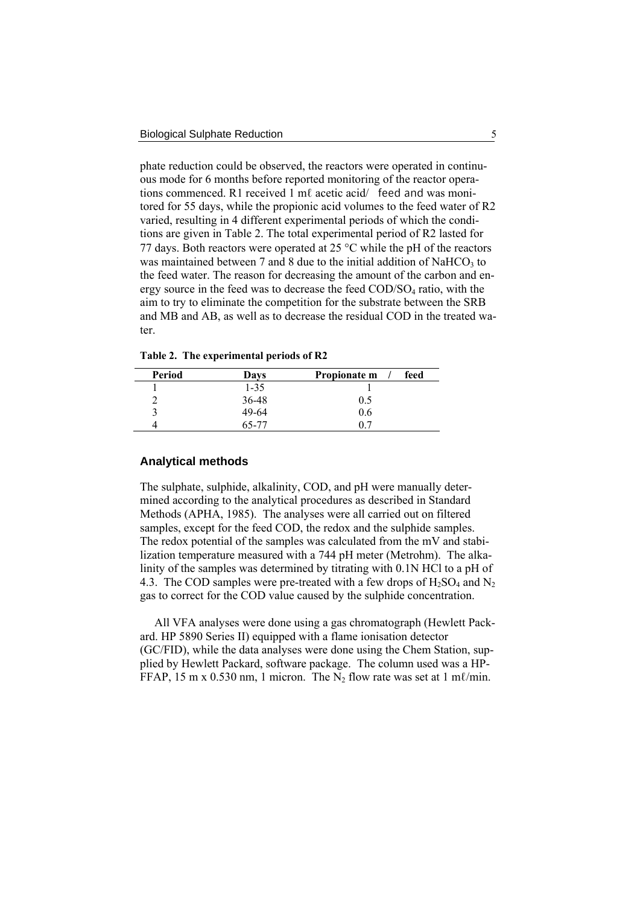phate reduction could be observed, the reactors were operated in continuous mode for 6 months before reported monitoring of the reactor operations commenced. R1 received 1 mℓ acetic acid/ feed and was monitored for 55 days, while the propionic acid volumes to the feed water of R2 varied, resulting in 4 different experimental periods of which the conditions are given in Table 2. The total experimental period of R2 lasted for 77 days. Both reactors were operated at 25 °C while the pH of the reactors was maintained between 7 and 8 due to the initial addition of $NaHCO_3$ to the feed water. The reason for decreasing the amount of the carbon and energy source in the feed was to decrease the feed $COD/SO_4$ ratio, with the aim to try to eliminate the competition for the substrate between the SRB and MB and AB, as well as to decrease the residual COD in the treated water.

**Table 2. The experimental periods of R2**

| Period | Days | Propionate m / feed |
|---|---|---|
| 1 | 1-35 | 1 |
| 2 | 36-48 | 0.5 |
| 3 | 49-64 | 0.6 |
| 4 | 65-77 | 0.7 |

## Analytical methods

The sulphate, sulphide, alkalinity, COD, and pH were manually determined according to the analytical procedures as described in Standard Methods (APHA, 1985). The analyses were all carried out on filtered samples, except for the feed COD, the redox and the sulphide samples. The redox potential of the samples was calculated from the mV and stabilization temperature measured with a 744 pH meter (Metrohm). The alkalinity of the samples was determined by titrating with 0.1N HCl to a pH of 4.3. The COD samples were pre-treated with a few drops of $H_2SO_4$ and $N_2$ gas to correct for the COD value caused by the sulphide concentration.

All VFA analyses were done using a gas chromatograph (Hewlett Packard. HP 5890 Series II) equipped with a flame ionisation detector (GC/FID), while the data analyses were done using the Chem Station, supplied by Hewlett Packard, software package. The column used was a HP-FFAP, 15 m x 0.530 nm, 1 micron. The $N_2$ flow rate was set at 1 mℓ/min.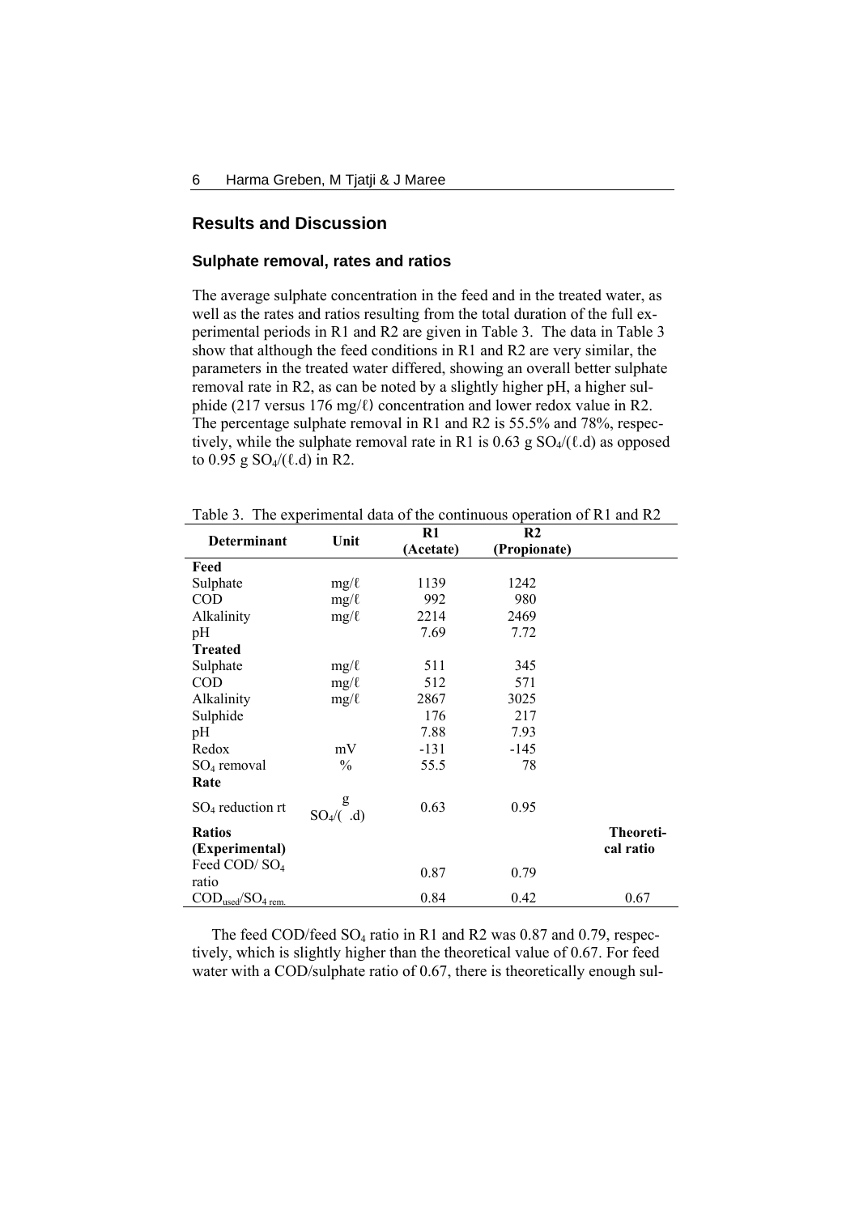## Results and Discussion

### Sulphate removal, rates and ratios

The average sulphate concentration in the feed and in the treated water, as well as the rates and ratios resulting from the total duration of the full experimental periods in R1 and R2 are given in Table 3. The data in Table 3 show that although the feed conditions in R1 and R2 are very similar, the parameters in the treated water differed, showing an overall better sulphate removal rate in R2, as can be noted by a slightly higher pH, a higher sulphide (217 versus 176 mg/ℓ) concentration and lower redox value in R2. The percentage sulphate removal in R1 and R2 is 55.5% and 78%, respectively, while the sulphate removal rate in R1 is 0.63 g $SO_4$/(ℓ.d) as opposed to 0.95 g $SO_4$/(ℓ.d) in R2.

Table 3. The experimental data of the continuous operation of R1 and R2

| Determinant | Unit | R1 (Acetate) | R2 (Propionate) | |
|---|---|---|---|---|
| **Feed** | | | | |
| Sulphate | mg/ℓ | 1139 | 1242 | |
| COD | mg/ℓ | 992 | 980 | |
| Alkalinity | mg/ℓ | 2214 | 2469 | |
| pH | | 7.69 | 7.72 | |
| **Treated** | | | | |
| Sulphate | mg/ℓ | 511 | 345 | |
| COD | mg/ℓ | 512 | 571 | |
| Alkalinity | mg/ℓ | 2867 | 3025 | |
| Sulphide | | 176 | 217 | |
| pH | | 7.88 | 7.93 | |
| Redox | mV | -131 | -145 | |
| $SO_4$ removal | % | 55.5 | 78 | |
| **Rate** | | | | |
| $SO_4$ reduction rt | g $SO_4$/( .d) | 0.63 | 0.95 | |
| **Ratios (Experimental)** | | | | **Theoretical ratio** |
| Feed COD/ $SO_4$ ratio | | 0.87 | 0.79 | |
| $COD_{used}/SO_{4\ rem.}$ | | 0.84 | 0.42 | 0.67 |

The feed COD/feed $SO_4$ ratio in R1 and R2 was 0.87 and 0.79, respectively, which is slightly higher than the theoretical value of 0.67. For feed water with a COD/sulphate ratio of 0.67, there is theoretically enough sul-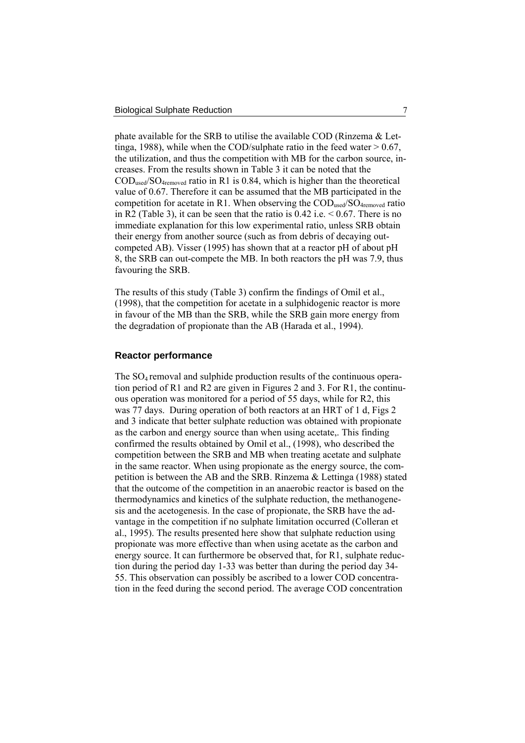phate available for the SRB to utilise the available COD (Rinzema & Lettinga, 1988), while when the COD/sulphate ratio in the feed water > 0.67, the utilization, and thus the competition with MB for the carbon source, increases. From the results shown in Table 3 it can be noted that the $COD_{used}/SO_{4removed}$ ratio in R1 is 0.84, which is higher than the theoretical value of 0.67. Therefore it can be assumed that the MB participated in the competition for acetate in R1. When observing the $COD_{used}/SO_{4removed}$ ratio in R2 (Table 3), it can be seen that the ratio is 0.42 i.e. < 0.67. There is no immediate explanation for this low experimental ratio, unless SRB obtain their energy from another source (such as from debris of decaying outcompeted AB). Visser (1995) has shown that at a reactor pH of about pH 8, the SRB can out-compete the MB. In both reactors the pH was 7.9, thus favouring the SRB.

The results of this study (Table 3) confirm the findings of Omil et al., (1998), that the competition for acetate in a sulphidogenic reactor is more in favour of the MB than the SRB, while the SRB gain more energy from the degradation of propionate than the AB (Harada et al., 1994).

## Reactor performance

The $SO_4$ removal and sulphide production results of the continuous operation period of R1 and R2 are given in Figures 2 and 3. For R1, the continuous operation was monitored for a period of 55 days, while for R2, this was 77 days. During operation of both reactors at an HRT of 1 d, Figs 2 and 3 indicate that better sulphate reduction was obtained with propionate as the carbon and energy source than when using acetate,. This finding confirmed the results obtained by Omil et al., (1998), who described the competition between the SRB and MB when treating acetate and sulphate in the same reactor. When using propionate as the energy source, the competition is between the AB and the SRB. Rinzema & Lettinga (1988) stated that the outcome of the competition in an anaerobic reactor is based on the thermodynamics and kinetics of the sulphate reduction, the methanogenesis and the acetogenesis. In the case of propionate, the SRB have the advantage in the competition if no sulphate limitation occurred (Colleran et al., 1995). The results presented here show that sulphate reduction using propionate was more effective than when using acetate as the carbon and energy source. It can furthermore be observed that, for R1, sulphate reduction during the period day 1-33 was better than during the period day 34-55. This observation can possibly be ascribed to a lower COD concentration in the feed during the second period. The average COD concentration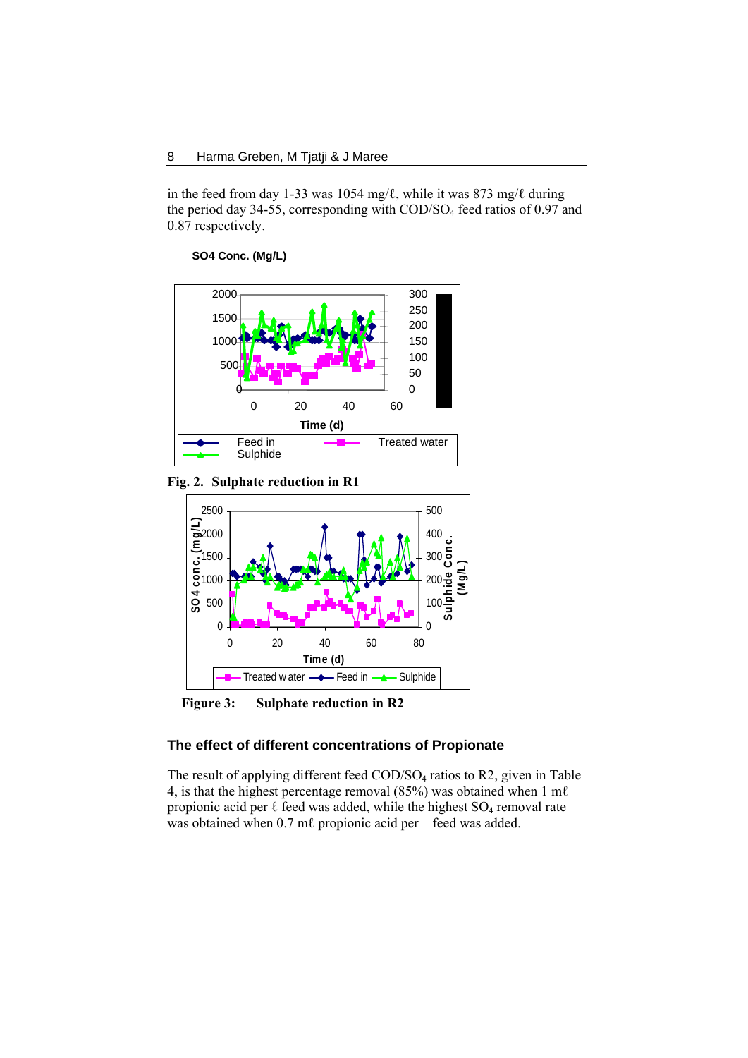in the feed from day 1-33 was 1054 mg/ℓ, while it was 873 mg/ℓ during the period day 34-55, corresponding with COD/$SO_4$ feed ratios of 0.97 and 0.87 respectively.

**Fig. 2. Sulphate reduction in R1**

**Figure 3: Sulphate reduction in R2**

### The effect of different concentrations of Propionate

The result of applying different feed COD/$SO_4$ ratios to R2, given in Table 4, is that the highest percentage removal (85%) was obtained when 1 mℓ propionic acid per ℓ feed was added, while the highest $SO_4$ removal rate was obtained when 0.7 mℓ propionic acid per feed was added.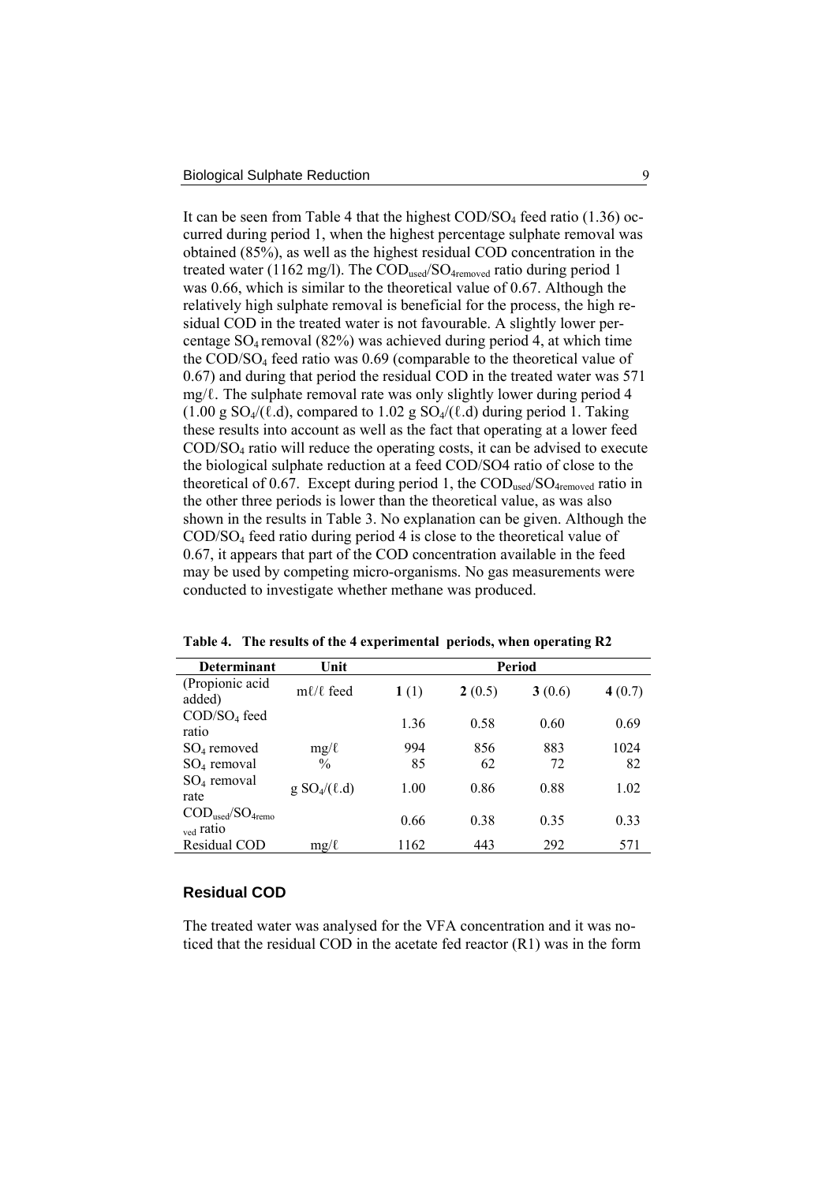It can be seen from Table 4 that the highest $COD/SO_4$ feed ratio (1.36) occurred during period 1, when the highest percentage sulphate removal was obtained (85%), as well as the highest residual COD concentration in the treated water (1162 mg/l). The $COD_{used}/SO_{4removed}$ ratio during period 1 was 0.66, which is similar to the theoretical value of 0.67. Although the relatively high sulphate removal is beneficial for the process, the high residual COD in the treated water is not favourable. A slightly lower percentage $SO_4$ removal (82%) was achieved during period 4, at which time the $COD/SO_4$ feed ratio was 0.69 (comparable to the theoretical value of 0.67) and during that period the residual COD in the treated water was 571 mg/ℓ. The sulphate removal rate was only slightly lower during period 4 (1.00 g $SO_4$/(ℓ.d), compared to 1.02 g $SO_4$/(ℓ.d) during period 1. Taking these results into account as well as the fact that operating at a lower feed $COD/SO_4$ ratio will reduce the operating costs, it can be advised to execute the biological sulphate reduction at a feed COD/SO4 ratio of close to the theoretical of 0.67. Except during period 1, the $COD_{used}/SO_{4removed}$ ratio in the other three periods is lower than the theoretical value, as was also shown in the results in Table 3. No explanation can be given. Although the $COD/SO_4$ feed ratio during period 4 is close to the theoretical value of 0.67, it appears that part of the COD concentration available in the feed may be used by competing micro-organisms. No gas measurements were conducted to investigate whether methane was produced.

**Table 4. The results of the 4 experimental periods, when operating R2**

| Determinant | Unit | Period | | | |
|---|---|---|---|---|---|
| (Propionic acid added) | mℓ/ℓ feed | **1** (1) | **2** (0.5) | **3** (0.6) | **4** (0.7) |
| $COD/SO_4$ feed ratio | | 1.36 | 0.58 | 0.60 | 0.69 |
| $SO_4$ removed | mg/ℓ | 994 | 856 | 883 | 1024 |
| $SO_4$ removal | % | 85 | 62 | 72 | 82 |
| $SO_4$ removal rate | g $SO_4$/(ℓ.d) | 1.00 | 0.86 | 0.88 | 1.02 |
| $COD_{used}/SO_{4removed}$ ratio | | 0.66 | 0.38 | 0.35 | 0.33 |
| Residual COD | mg/ℓ | 1162 | 443 | 292 | 571 |

## Residual COD

The treated water was analysed for the VFA concentration and it was noticed that the residual COD in the acetate fed reactor (R1) was in the form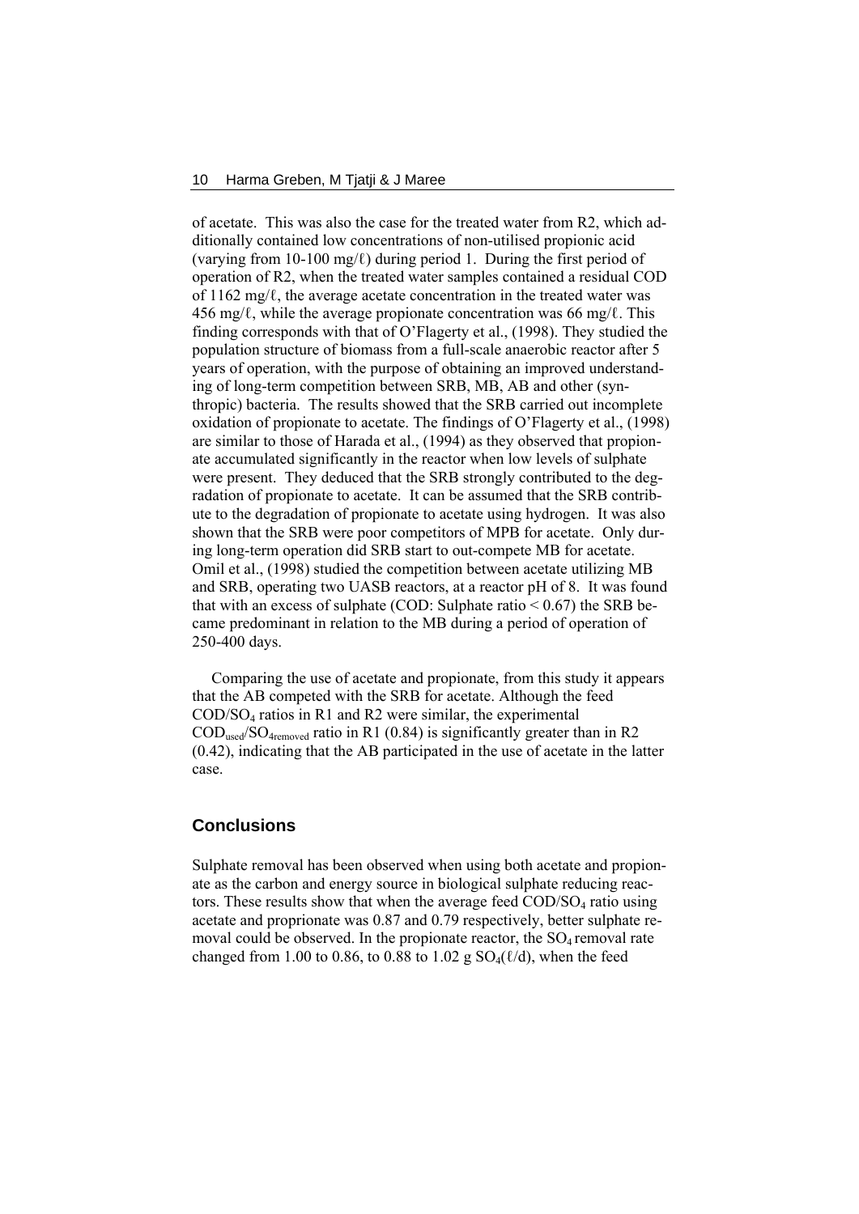of acetate. This was also the case for the treated water from R2, which additionally contained low concentrations of non-utilised propionic acid (varying from 10-100 mg/ℓ) during period 1. During the first period of operation of R2, when the treated water samples contained a residual COD of 1162 mg/ℓ, the average acetate concentration in the treated water was 456 mg/ℓ, while the average propionate concentration was 66 mg/ℓ. This finding corresponds with that of O'Flagerty et al., (1998). They studied the population structure of biomass from a full-scale anaerobic reactor after 5 years of operation, with the purpose of obtaining an improved understanding of long-term competition between SRB, MB, AB and other (synthropic) bacteria. The results showed that the SRB carried out incomplete oxidation of propionate to acetate. The findings of O'Flagerty et al., (1998) are similar to those of Harada et al., (1994) as they observed that propionate accumulated significantly in the reactor when low levels of sulphate were present. They deduced that the SRB strongly contributed to the degradation of propionate to acetate. It can be assumed that the SRB contribute to the degradation of propionate to acetate using hydrogen. It was also shown that the SRB were poor competitors of MPB for acetate. Only during long-term operation did SRB start to out-compete MB for acetate. Omil et al., (1998) studied the competition between acetate utilizing MB and SRB, operating two UASB reactors, at a reactor pH of 8. It was found that with an excess of sulphate (COD: Sulphate ratio < 0.67) the SRB became predominant in relation to the MB during a period of operation of 250-400 days.

Comparing the use of acetate and propionate, from this study it appears that the AB competed with the SRB for acetate. Although the feed $COD/SO_4$ ratios in R1 and R2 were similar, the experimental $COD_{used}/SO_{4removed}$ ratio in R1 (0.84) is significantly greater than in R2 (0.42), indicating that the AB participated in the use of acetate in the latter case.

## Conclusions

Sulphate removal has been observed when using both acetate and propionate as the carbon and energy source in biological sulphate reducing reactors. These results show that when the average feed $COD/SO_4$ ratio using acetate and proprionate was 0.87 and 0.79 respectively, better sulphate removal could be observed. In the propionate reactor, the $SO_4$ removal rate changed from 1.00 to 0.86, to 0.88 to 1.02 g $SO_4$(ℓ/d), when the feed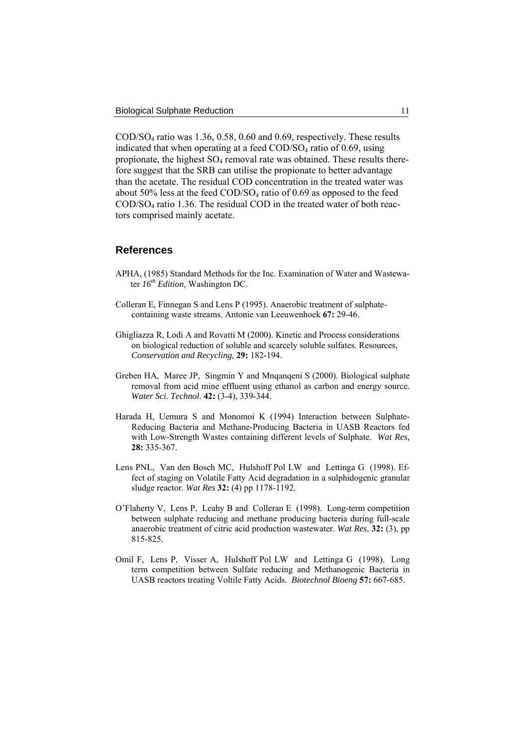$COD/SO_4$ ratio was 1.36, 0.58, 0.60 and 0.69, respectively. These results indicated that when operating at a feed $COD/SO_4$ ratio of 0.69, using propionate, the highest $SO_4$ removal rate was obtained. These results therefore suggest that the SRB can utilise the propionate to better advantage than the acetate. The residual COD concentration in the treated water was about 50% less at the feed $COD/SO_4$ ratio of 0.69 as opposed to the feed $COD/SO_4$ ratio 1.36. The residual COD in the treated water of both reactors comprised mainly acetate.

## References

APHA, (1985) Standard Methods for the Inc. Examination of Water and Wastewater *16th Edition,* Washington DC.

Colleran E, Finnegan S and Lens P (1995). Anaerobic treatment of sulphate-containing waste streams. Antonie van Leeuwenhoek **67:** 29-46.

Ghigliazza R, Lodi A and Rovatti M (2000). Kinetic and Process considerations on biological reduction of soluble and scarcely soluble sulfates. Resources, *Conservation and Recycling,* **29:** 182-194.

Greben HA, Maree JP, Singmin Y and Mnqanqeni S (2000). Biological sulphate removal from acid mine effluent using ethanol as carbon and energy source. *Water Sci. Technol*. **42:** (3-4), 339-344.

Harada H, Uemura S and Monomoi K (1994) Interaction between Sulphate-Reducing Bacteria and Methane-Producing Bacteria in UASB Reactors fed with Low-Strength Wastes containing different levels of Sulphate. *Wat Res,* **28:** 335-367.

Lens PNL, Van den Bosch MC, Hulshoff Pol LW and Lettinga G (1998). Effect of staging on Volatile Fatty Acid degradation in a sulphidogenic granular sludge reactor. *Wat Res* **32:** (4) pp 1178-1192.

O'Flaherty V, Lens P, Leahy B and Colleran E (1998). Long-term competition between sulphate reducing and methane producing bacteria during full-scale anaerobic treatment of citric acid production wastewater. *Wat Res,* **32:** (3), pp 815-825.

Omil F, Lens P, Visser A, Hulshoff Pol LW and Lettinga G (1998). Long term competition between Sulfate reducing and Methanogenic Bacteria in UASB reactors treating Voltile Fatty Acids. *Biotechnol Bioeng* **57:** 667-685.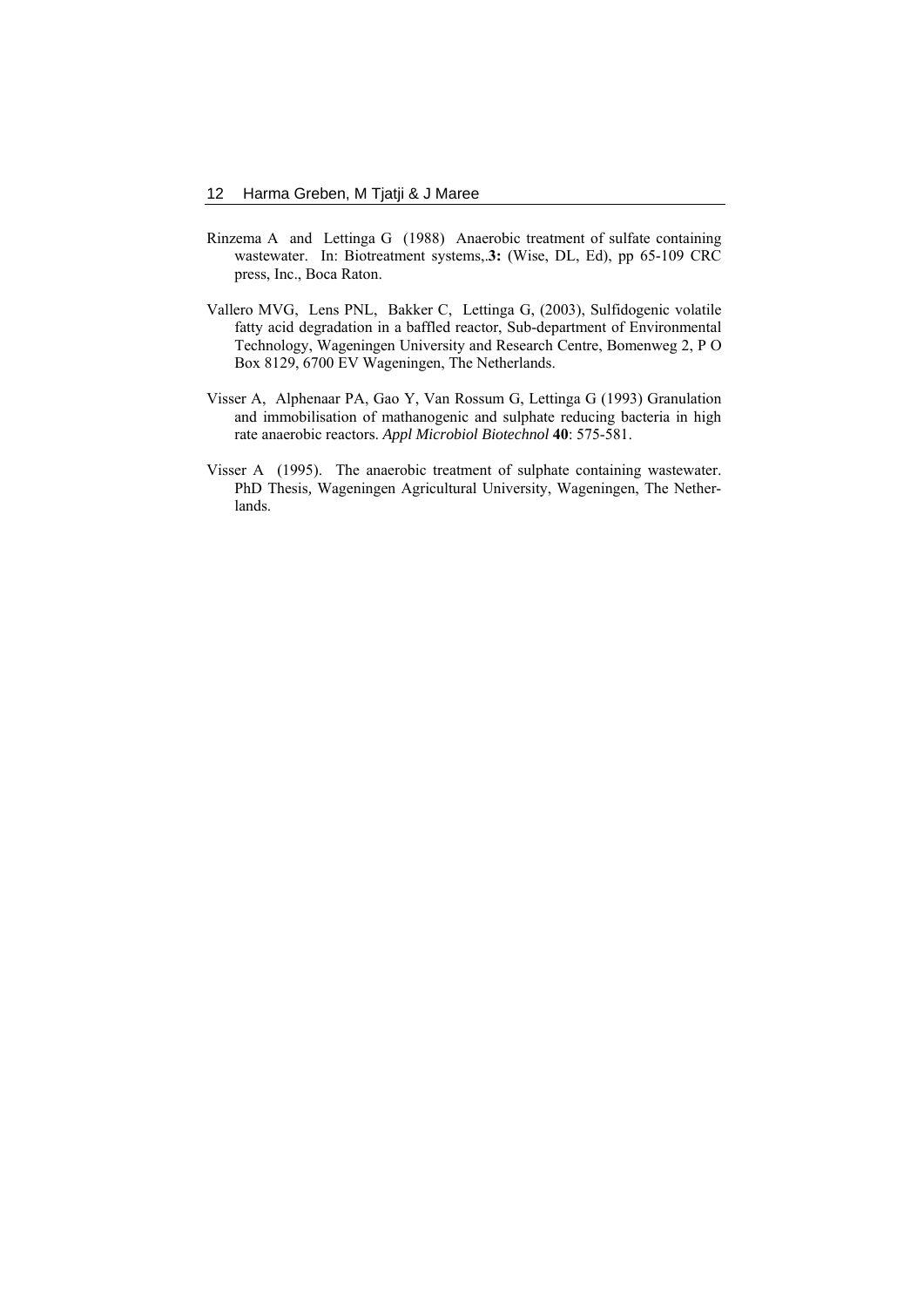Rinzema A and Lettinga G (1988) Anaerobic treatment of sulfate containing wastewater. In: Biotreatment systems,.**3:** (Wise, DL, Ed), pp 65-109 CRC press, Inc., Boca Raton.

Vallero MVG, Lens PNL, Bakker C, Lettinga G, (2003), Sulfidogenic volatile fatty acid degradation in a baffled reactor, Sub-department of Environmental Technology, Wageningen University and Research Centre, Bomenweg 2, P O Box 8129, 6700 EV Wageningen, The Netherlands.

Visser A, Alphenaar PA, Gao Y, Van Rossum G, Lettinga G (1993) Granulation and immobilisation of mathanogenic and sulphate reducing bacteria in high rate anaerobic reactors. *Appl Microbiol Biotechnol* **40**: 575-581.

Visser A (1995). The anaerobic treatment of sulphate containing wastewater. PhD Thesis, Wageningen Agricultural University, Wageningen, The Netherlands.